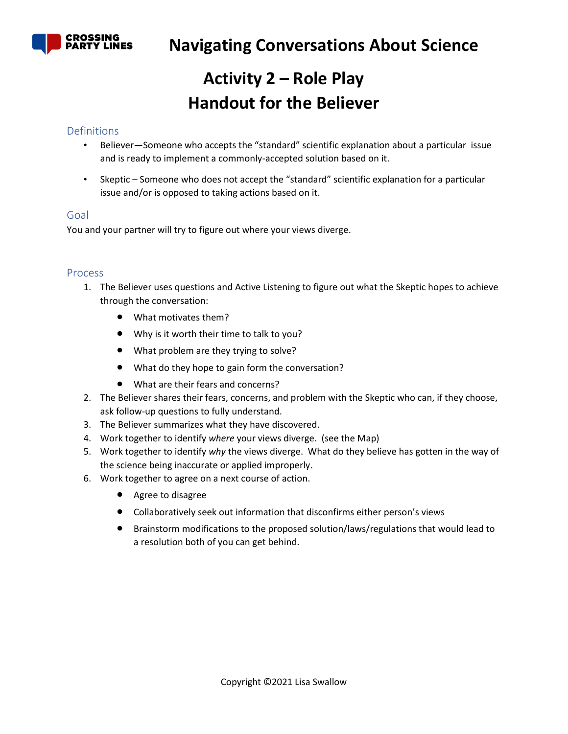CROSSING PARTY LINES

# Navigating Conversations About Science

## Activity 2 – Role Play
## Handout for the Believer

### Definitions

- Believer—Someone who accepts the "standard" scientific explanation about a particular issue and is ready to implement a commonly-accepted solution based on it.
- Skeptic – Someone who does not accept the "standard" scientific explanation for a particular issue and/or is opposed to taking actions based on it.

### Goal

You and your partner will try to figure out where your views diverge.

### Process

1. The Believer uses questions and Active Listening to figure out what the Skeptic hopes to achieve through the conversation:
   - What motivates them?
   - Why is it worth their time to talk to you?
   - What problem are they trying to solve?
   - What do they hope to gain form the conversation?
   - What are their fears and concerns?
2. The Believer shares their fears, concerns, and problem with the Skeptic who can, if they choose, ask follow-up questions to fully understand.
3. The Believer summarizes what they have discovered.
4. Work together to identify *where* your views diverge. (see the Map)
5. Work together to identify *why* the views diverge. What do they believe has gotten in the way of the science being inaccurate or applied improperly.
6. Work together to agree on a next course of action.
   - Agree to disagree
   - Collaboratively seek out information that disconfirms either person's views
   - Brainstorm modifications to the proposed solution/laws/regulations that would lead to a resolution both of you can get behind.

Copyright ©2021 Lisa Swallow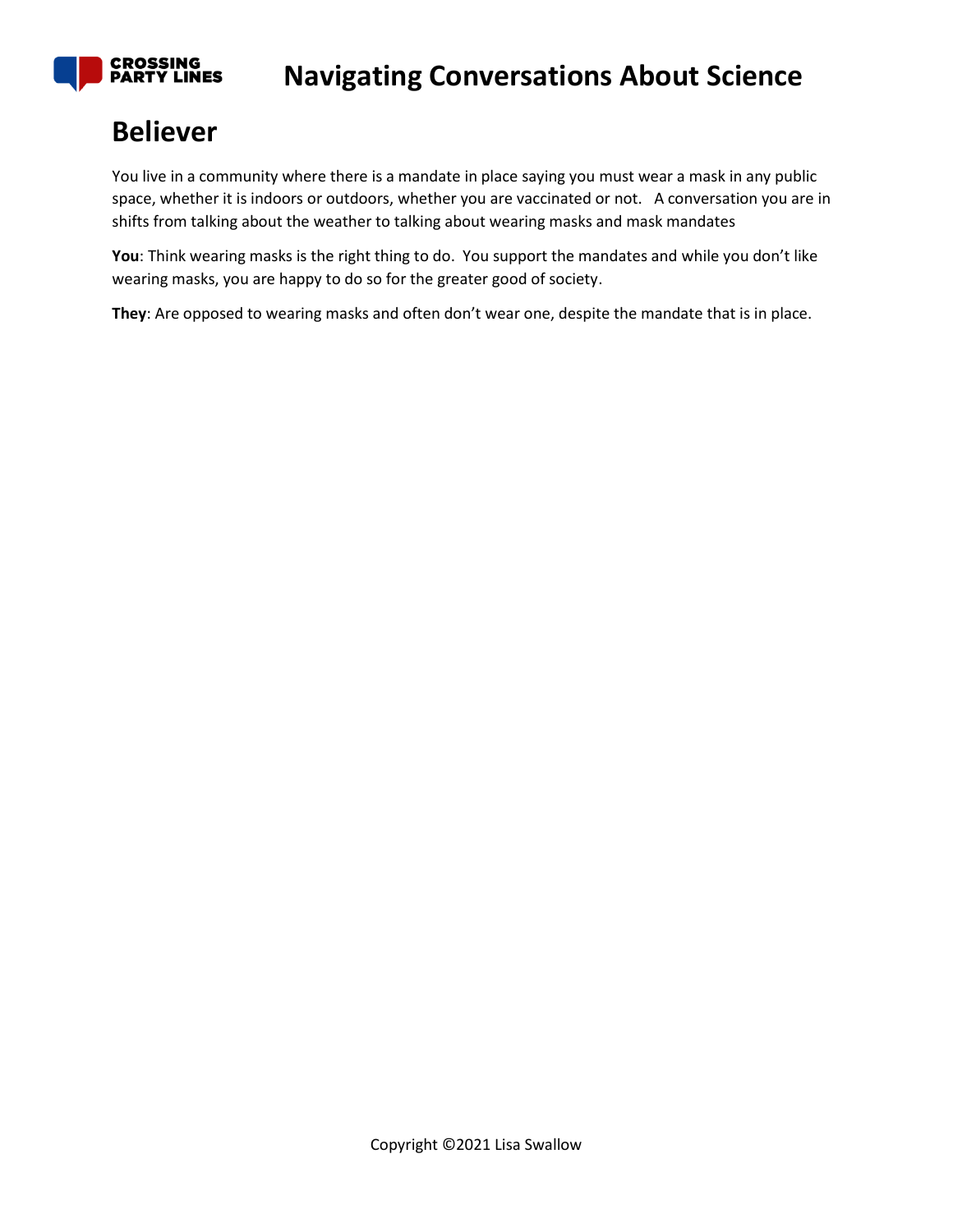# Navigating Conversations About Science

## Believer

You live in a community where there is a mandate in place saying you must wear a mask in any public space, whether it is indoors or outdoors, whether you are vaccinated or not. A conversation you are in shifts from talking about the weather to talking about wearing masks and mask mandates

**You**: Think wearing masks is the right thing to do. You support the mandates and while you don't like wearing masks, you are happy to do so for the greater good of society.

**They**: Are opposed to wearing masks and often don't wear one, despite the mandate that is in place.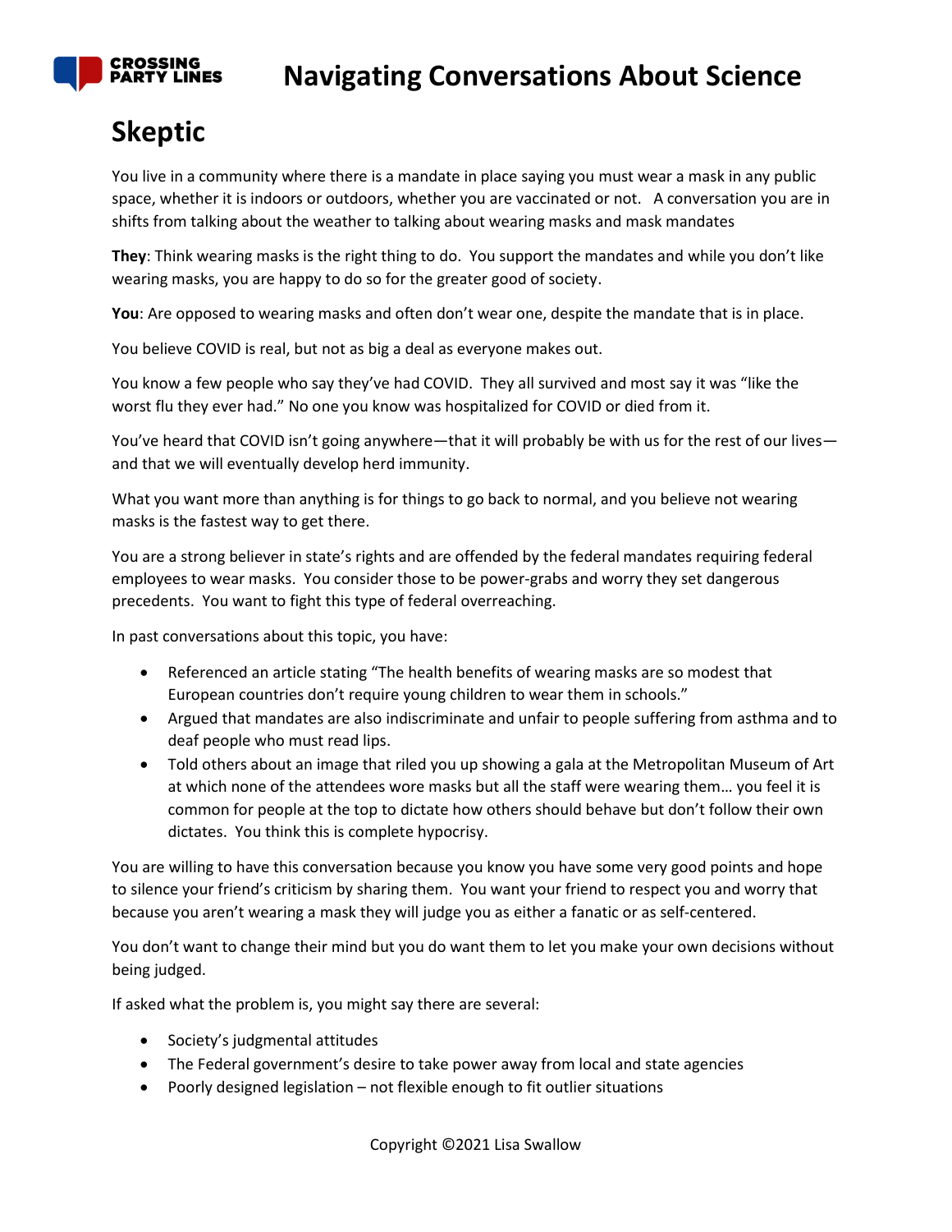# Navigating Conversations About Science

## Skeptic

You live in a community where there is a mandate in place saying you must wear a mask in any public space, whether it is indoors or outdoors, whether you are vaccinated or not. A conversation you are in shifts from talking about the weather to talking about wearing masks and mask mandates

**They**: Think wearing masks is the right thing to do. You support the mandates and while you don't like wearing masks, you are happy to do so for the greater good of society.

**You**: Are opposed to wearing masks and often don't wear one, despite the mandate that is in place.

You believe COVID is real, but not as big a deal as everyone makes out.

You know a few people who say they've had COVID. They all survived and most say it was "like the worst flu they ever had." No one you know was hospitalized for COVID or died from it.

You've heard that COVID isn't going anywhere—that it will probably be with us for the rest of our lives—and that we will eventually develop herd immunity.

What you want more than anything is for things to go back to normal, and you believe not wearing masks is the fastest way to get there.

You are a strong believer in state's rights and are offended by the federal mandates requiring federal employees to wear masks. You consider those to be power-grabs and worry they set dangerous precedents. You want to fight this type of federal overreaching.

In past conversations about this topic, you have:

- Referenced an article stating "The health benefits of wearing masks are so modest that European countries don't require young children to wear them in schools."
- Argued that mandates are also indiscriminate and unfair to people suffering from asthma and to deaf people who must read lips.
- Told others about an image that riled you up showing a gala at the Metropolitan Museum of Art at which none of the attendees wore masks but all the staff were wearing them… you feel it is common for people at the top to dictate how others should behave but don't follow their own dictates. You think this is complete hypocrisy.

You are willing to have this conversation because you know you have some very good points and hope to silence your friend's criticism by sharing them. You want your friend to respect you and worry that because you aren't wearing a mask they will judge you as either a fanatic or as self-centered.

You don't want to change their mind but you do want them to let you make your own decisions without being judged.

If asked what the problem is, you might say there are several:

- Society's judgmental attitudes
- The Federal government's desire to take power away from local and state agencies
- Poorly designed legislation – not flexible enough to fit outlier situations

Copyright ©2021 Lisa Swallow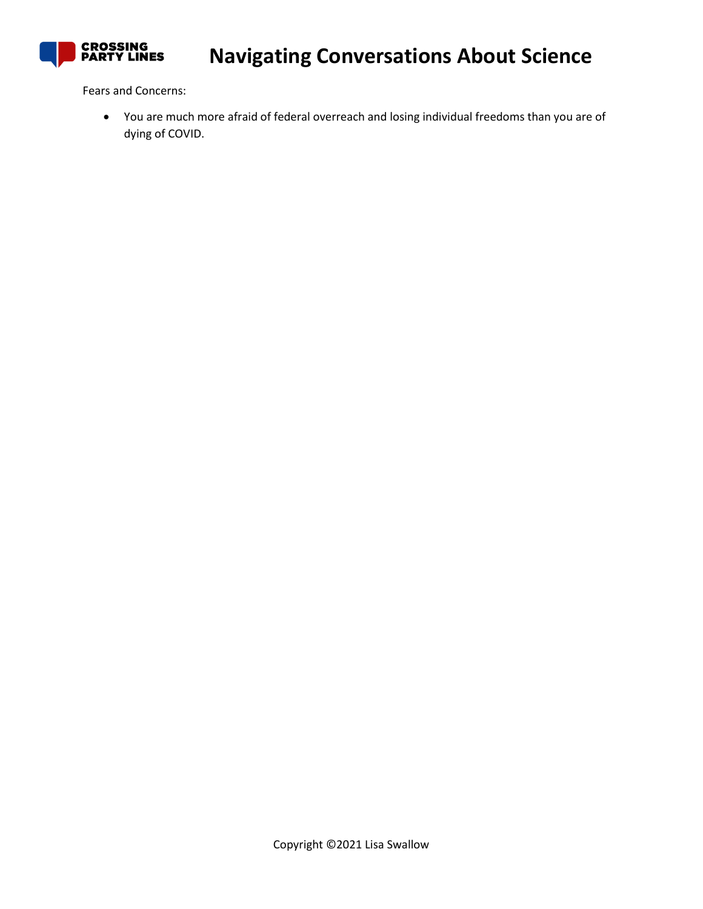Fears and Concerns:

- You are much more afraid of federal overreach and losing individual freedoms than you are of dying of COVID.